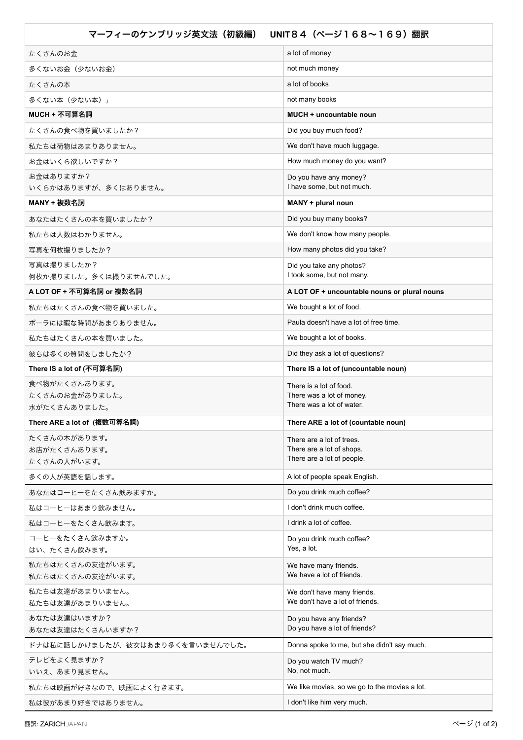| マーフィーのケンブリッジ英文法（初級編）　UNIT８４（ページ１６８〜１６９）翻訳 | |
|---|---|
| たくさんのお金 | a lot of money |
| 多くないお金（少ないお金） | not much money |
| たくさんの本 | a lot of books |
| 多くない本（少ない本）」 | not many books |
| **MUCH + 不可算名詞** | **MUCH + uncountable noun** |
| たくさんの食べ物を買いましたか？ | Did you buy much food? |
| 私たちは荷物はあまりありません。 | We don't have much luggage. |
| お金はいくら欲しいですか？ | How much money do you want? |
| お金はありますか？<br>いくらかはありますが、多くはありません。 | Do you have any money?<br>I have some, but not much. |
| **MANY + 複数名詞** | **MANY + plural noun** |
| あなたはたくさんの本を買いましたか？ | Did you buy many books? |
| 私たちは人数はわかりません。 | We don't know how many people. |
| 写真を何枚撮りましたか？ | How many photos did you take? |
| 写真は撮りましたか？<br>何枚か撮りました。多くは撮りませんでした。 | Did you take any photos?<br>I took some, but not many. |
| **A LOT OF + 不可算名詞 or 複数名詞** | **A LOT OF + uncountable nouns or plural nouns** |
| 私たちはたくさんの食べ物を買いました。 | We bought a lot of food. |
| ポーラには暇な時間があまりありません。 | Paula doesn't have a lot of free time. |
| 私たちはたくさんの本を買いました。 | We bought a lot of books. |
| 彼らは多くの質問をしましたか？ | Did they ask a lot of questions? |
| **There IS a lot of (不可算名詞)** | **There IS a lot of (uncountable noun)** |
| 食べ物がたくさんあります。<br>たくさんのお金がありました。<br>水がたくさんありました。 | There is a lot of food.<br>There was a lot of money.<br>There was a lot of water. |
| **There ARE a lot of  (複数可算名詞)** | **There ARE a lot of (countable noun)** |
| たくさんの木があります。<br>お店がたくさんあります。<br>たくさんの人がいます。 | There are a lot of trees.<br>There are a lot of shops.<br>There are a lot of people. |
| 多くの人が英語を話します。 | A lot of people speak English. |
| あなたはコーヒーをたくさん飲みますか。 | Do you drink much coffee? |
| 私はコーヒーはあまり飲みません。 | I don't drink much coffee. |
| 私はコーヒーをたくさん飲みます。 | I drink a lot of coffee. |
| コーヒーをたくさん飲みますか。<br>はい、たくさん飲みます。 | Do you drink much coffee?<br>Yes, a lot. |
| 私たちはたくさんの友達がいます。<br>私たちはたくさんの友達がいます。 | We have many friends.<br>We have a lot of friends. |
| 私たちは友達があまりいません。<br>私たちは友達があまりいません。 | We don't have many friends.<br>We don't have a lot of friends. |
| あなたは友達はいますか？<br>あなたは友達はたくさんいますか？ | Do you have any friends?<br>Do you have a lot of friends? |
| ドナは私に話しかけましたが、彼女はあまり多くを言いませんでした。 | Donna spoke to me, but she didn't say much. |
| テレビをよく見ますか？<br>いいえ、あまり見ません。 | Do you watch TV much?<br>No, not much. |
| 私たちは映画が好きなので、映画によく行きます。 | We like movies, so we go to the movies a lot. |
| 私は彼があまり好きではありません。 | I don't like him very much. |

翻訳: ZARICHJAPAN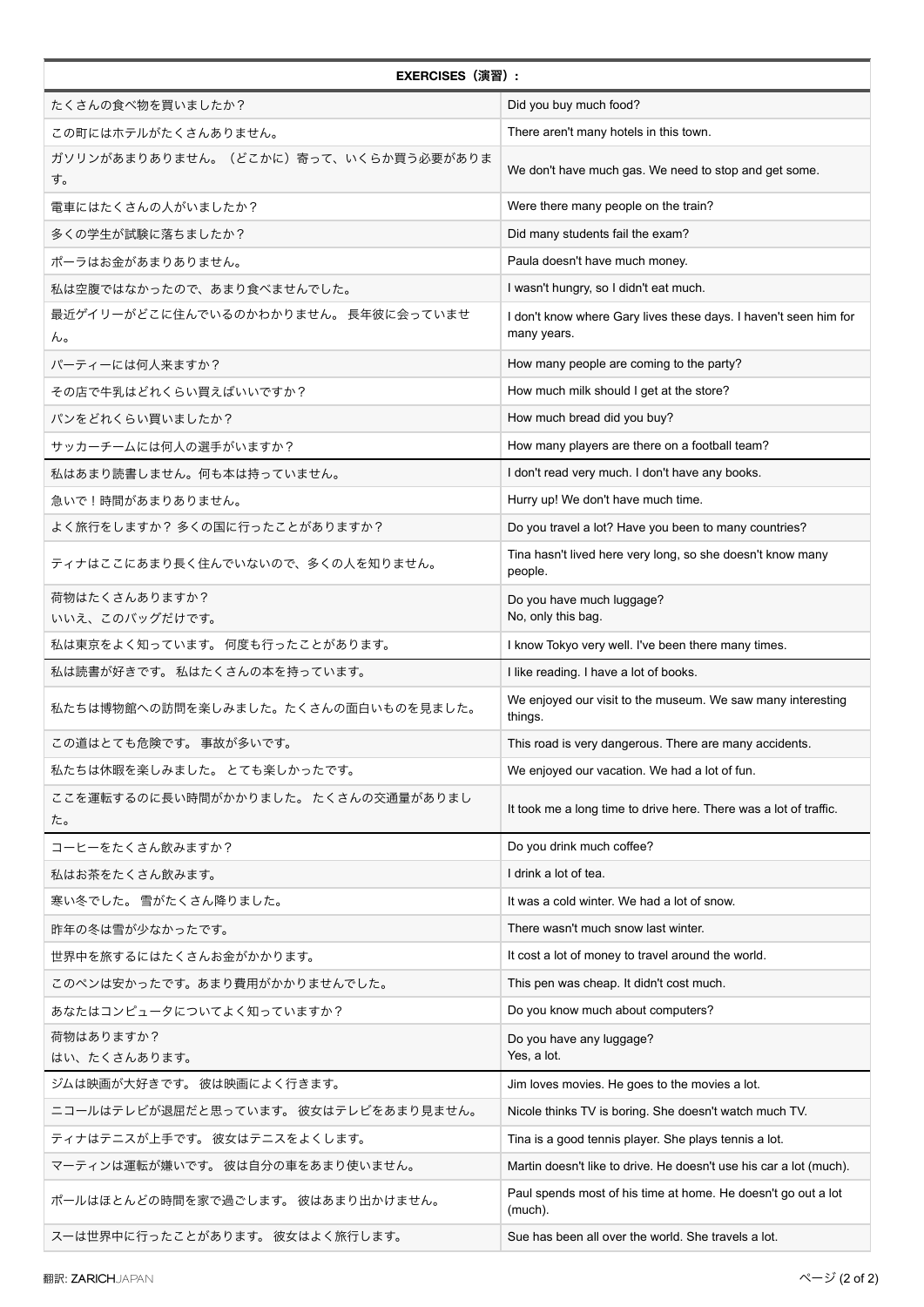| EXERCISES（演習）: | |
|---|---|
| たくさんの食べ物を買いましたか？ | Did you buy much food? |
| この町にはホテルがたくさんありません。 | There aren't many hotels in this town. |
| ガソリンがあまりありません。（どこかに）寄って、いくらか買う必要があります。 | We don't have much gas. We need to stop and get some. |
| 電車にはたくさんの人がいましたか？ | Were there many people on the train? |
| 多くの学生が試験に落ちましたか？ | Did many students fail the exam? |
| ポーラはお金があまりありません。 | Paula doesn't have much money. |
| 私は空腹ではなかったので、あまり食べませんでした。 | I wasn't hungry, so I didn't eat much. |
| 最近ゲイリーがどこに住んでいるのかわかりません。 長年彼に会っていません。 | I don't know where Gary lives these days. I haven't seen him for many years. |
| パーティーには何人来ますか？ | How many people are coming to the party? |
| その店で牛乳はどれくらい買えばいいですか？ | How much milk should I get at the store? |
| パンをどれくらい買いましたか？ | How much bread did you buy? |
| サッカーチームには何人の選手がいますか？ | How many players are there on a football team? |
| 私はあまり読書しません。何も本は持っていません。 | I don't read very much. I don't have any books. |
| 急いで！時間があまりありません。 | Hurry up! We don't have much time. |
| よく旅行をしますか？ 多くの国に行ったことがありますか？ | Do you travel a lot? Have you been to many countries? |
| ティナはここにあまり長く住んでいないので、多くの人を知りません。 | Tina hasn't lived here very long, so she doesn't know many people. |
| 荷物はたくさんありますか？<br>いいえ、このバッグだけです。 | Do you have much luggage?<br>No, only this bag. |
| 私は東京をよく知っています。 何度も行ったことがあります。 | I know Tokyo very well. I've been there many times. |
| 私は読書が好きです。 私はたくさんの本を持っています。 | I like reading. I have a lot of books. |
| 私たちは博物館への訪問を楽しみました。たくさんの面白いものを見ました。 | We enjoyed our visit to the museum. We saw many interesting things. |
| この道はとても危険です。 事故が多いです。 | This road is very dangerous. There are many accidents. |
| 私たちは休暇を楽しみました。 とても楽しかったです。 | We enjoyed our vacation. We had a lot of fun. |
| ここを運転するのに長い時間がかかりました。 たくさんの交通量がありました。 | It took me a long time to drive here. There was a lot of traffic. |
| コーヒーをたくさん飲みますか？ | Do you drink much coffee? |
| 私はお茶をたくさん飲みます。 | I drink a lot of tea. |
| 寒い冬でした。 雪がたくさん降りました。 | It was a cold winter. We had a lot of snow. |
| 昨年の冬は雪が少なかったです。 | There wasn't much snow last winter. |
| 世界中を旅するにはたくさんお金がかかります。 | It cost a lot of money to travel around the world. |
| このペンは安かったです。あまり費用がかかりませんでした。 | This pen was cheap. It didn't cost much. |
| あなたはコンピュータについてよく知っていますか？ | Do you know much about computers? |
| 荷物はありますか？<br>はい、たくさんあります。 | Do you have any luggage?<br>Yes, a lot. |
| ジムは映画が大好きです。 彼は映画によく行きます。 | Jim loves movies. He goes to the movies a lot. |
| ニコールはテレビが退屈だと思っています。 彼女はテレビをあまり見ません。 | Nicole thinks TV is boring. She doesn't watch much TV. |
| ティナはテニスが上手です。 彼女はテニスをよくします。 | Tina is a good tennis player. She plays tennis a lot. |
| マーティンは運転が嫌いです。 彼は自分の車をあまり使いません。 | Martin doesn't like to drive. He doesn't use his car a lot (much). |
| ポールはほとんどの時間を家で過ごします。 彼はあまり出かけません。 | Paul spends most of his time at home. He doesn't go out a lot (much). |
| スーは世界中に行ったことがあります。 彼女はよく旅行します。 | Sue has been all over the world. She travels a lot. |

翻訳: ZARICHJAPAN